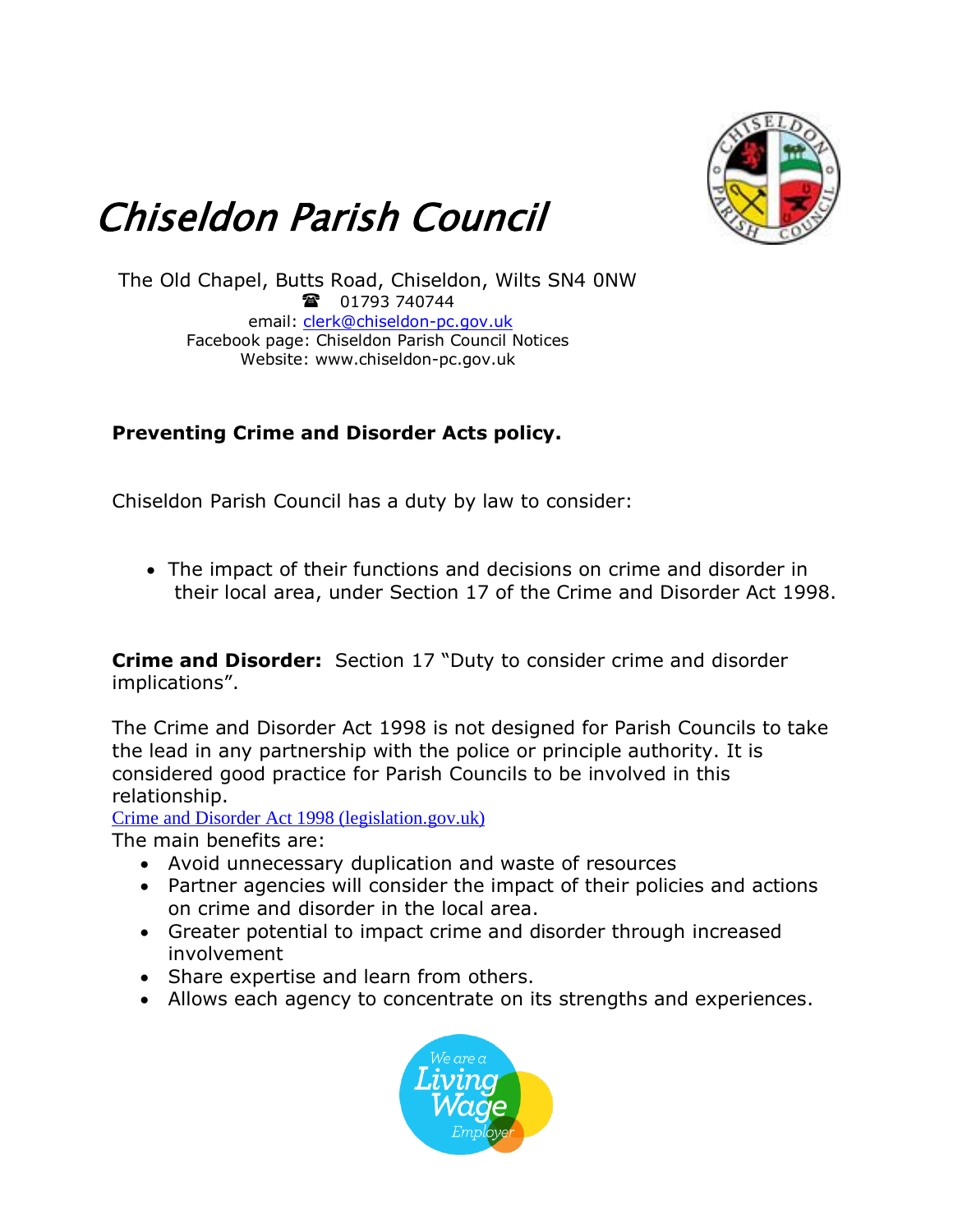# Chiseldon Parish Council

The Old Chapel, Butts Road, Chiseldon, Wilts SN4 0NW
☎ 01793 740744
email: clerk@chiseldon-pc.gov.uk
Facebook page: Chiseldon Parish Council Notices
Website: www.chiseldon-pc.gov.uk

**Preventing Crime and Disorder Acts policy.**

Chiseldon Parish Council has a duty by law to consider:

- The impact of their functions and decisions on crime and disorder in their local area, under Section 17 of the Crime and Disorder Act 1998.

**Crime and Disorder:** Section 17 "Duty to consider crime and disorder implications".

The Crime and Disorder Act 1998 is not designed for Parish Councils to take the lead in any partnership with the police or principle authority. It is considered good practice for Parish Councils to be involved in this relationship.
Crime and Disorder Act 1998 (legislation.gov.uk)
The main benefits are:

- Avoid unnecessary duplication and waste of resources
- Partner agencies will consider the impact of their policies and actions on crime and disorder in the local area.
- Greater potential to impact crime and disorder through increased involvement
- Share expertise and learn from others.
- Allows each agency to concentrate on its strengths and experiences.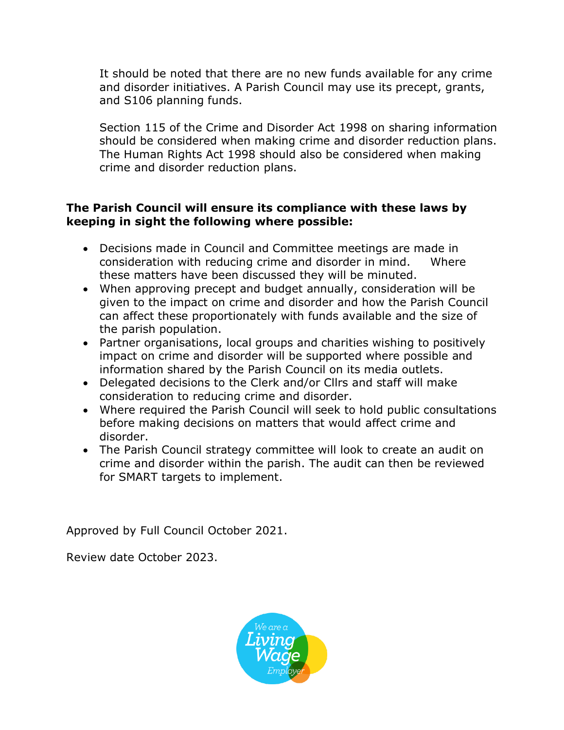It should be noted that there are no new funds available for any crime and disorder initiatives. A Parish Council may use its precept, grants, and S106 planning funds.

Section 115 of the Crime and Disorder Act 1998 on sharing information should be considered when making crime and disorder reduction plans. The Human Rights Act 1998 should also be considered when making crime and disorder reduction plans.

**The Parish Council will ensure its compliance with these laws by keeping in sight the following where possible:**

- Decisions made in Council and Committee meetings are made in consideration with reducing crime and disorder in mind. Where these matters have been discussed they will be minuted.
- When approving precept and budget annually, consideration will be given to the impact on crime and disorder and how the Parish Council can affect these proportionately with funds available and the size of the parish population.
- Partner organisations, local groups and charities wishing to positively impact on crime and disorder will be supported where possible and information shared by the Parish Council on its media outlets.
- Delegated decisions to the Clerk and/or Cllrs and staff will make consideration to reducing crime and disorder.
- Where required the Parish Council will seek to hold public consultations before making decisions on matters that would affect crime and disorder.
- The Parish Council strategy committee will look to create an audit on crime and disorder within the parish. The audit can then be reviewed for SMART targets to implement.

Approved by Full Council October 2021.

Review date October 2023.

We are a Living Wage Employer